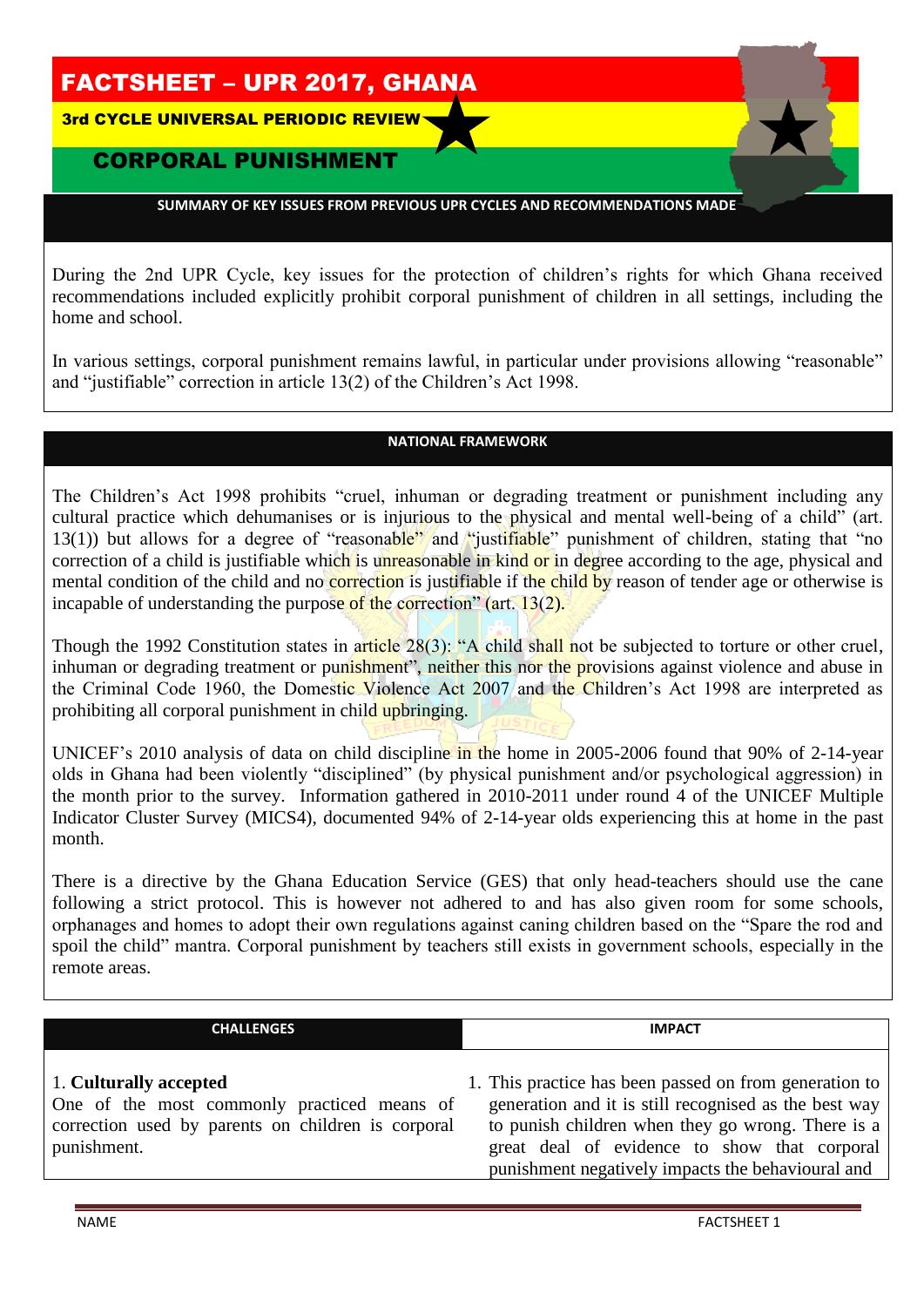# FACTSHEET – UPR 2017, GHANA

**3rd CYCLE UNIVERSAL PERIODIC REVIEW**

## CORPORAL PUNISHMENT

### SUMMARY OF KEY ISSUES FROM PREVIOUS UPR CYCLES AND RECOMMENDATIONS MADE

During the 2nd UPR Cycle, key issues for the protection of children's rights for which Ghana received recommendations included explicitly prohibit corporal punishment of children in all settings, including the home and school.

In various settings, corporal punishment remains lawful, in particular under provisions allowing "reasonable" and "justifiable" correction in article 13(2) of the Children's Act 1998.

### NATIONAL FRAMEWORK

The Children's Act 1998 prohibits "cruel, inhuman or degrading treatment or punishment including any cultural practice which dehumanises or is injurious to the physical and mental well-being of a child" (art. 13(1)) but allows for a degree of "reasonable" and "justifiable" punishment of children, stating that "no correction of a child is justifiable which is unreasonable in kind or in degree according to the age, physical and mental condition of the child and no correction is justifiable if the child by reason of tender age or otherwise is incapable of understanding the purpose of the correction" (art. 13(2).

Though the 1992 Constitution states in article 28(3): "A child shall not be subjected to torture or other cruel, inhuman or degrading treatment or punishment", neither this nor the provisions against violence and abuse in the Criminal Code 1960, the Domestic Violence Act 2007 and the Children's Act 1998 are interpreted as prohibiting all corporal punishment in child upbringing.

UNICEF's 2010 analysis of data on child discipline in the home in 2005-2006 found that 90% of 2-14-year olds in Ghana had been violently "disciplined" (by physical punishment and/or psychological aggression) in the month prior to the survey. Information gathered in 2010-2011 under round 4 of the UNICEF Multiple Indicator Cluster Survey (MICS4), documented 94% of 2-14-year olds experiencing this at home in the past month.

There is a directive by the Ghana Education Service (GES) that only head-teachers should use the cane following a strict protocol. This is however not adhered to and has also given room for some schools, orphanages and homes to adopt their own regulations against caning children based on the "Spare the rod and spoil the child" mantra. Corporal punishment by teachers still exists in government schools, especially in the remote areas.

| CHALLENGES | IMPACT |
|---|---|
| 1. **Culturally accepted**<br>One of the most commonly practiced means of correction used by parents on children is corporal punishment. | 1. This practice has been passed on from generation to generation and it is still recognised as the best way to punish children when they go wrong. There is a great deal of evidence to show that corporal punishment negatively impacts the behavioural and |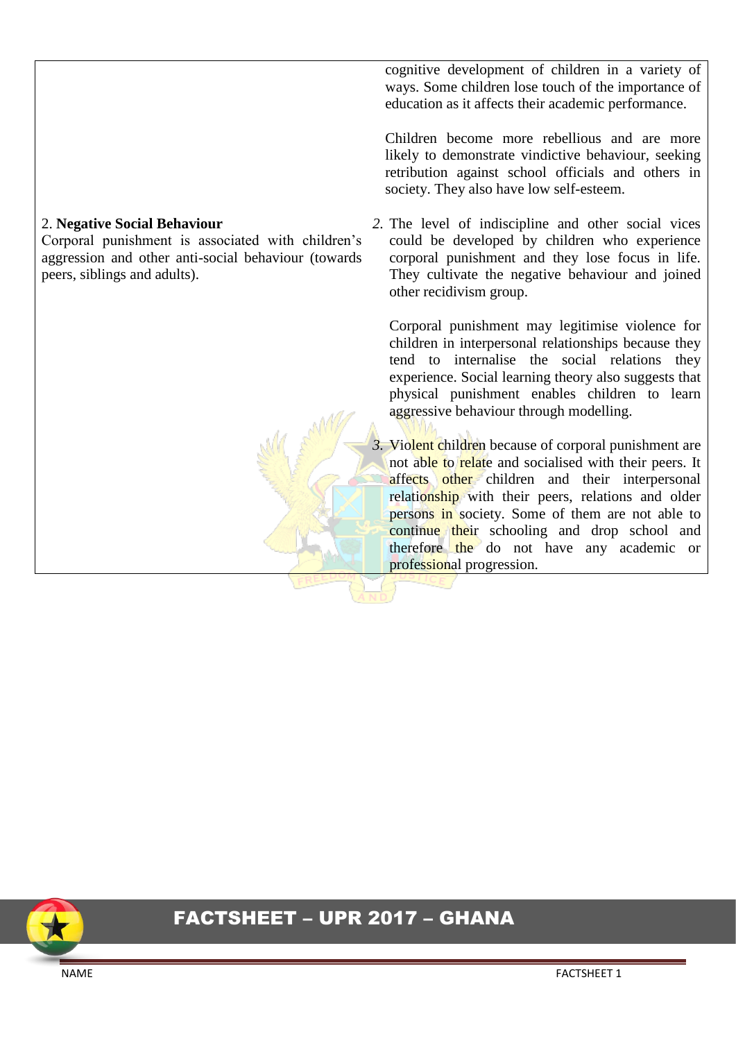| | |
|---|---|
| | cognitive development of children in a variety of ways. Some children lose touch of the importance of education as it affects their academic performance.<br><br>Children become more rebellious and are more likely to demonstrate vindictive behaviour, seeking retribution against school officials and others in society. They also have low self-esteem. |
| 2. **Negative Social Behaviour**<br>Corporal punishment is associated with children's aggression and other anti-social behaviour (towards peers, siblings and adults). | *2.* The level of indiscipline and other social vices could be developed by children who experience corporal punishment and they lose focus in life. They cultivate the negative behaviour and joined other recidivism group.<br><br>Corporal punishment may legitimise violence for children in interpersonal relationships because they tend to internalise the social relations they experience. Social learning theory also suggests that physical punishment enables children to learn aggressive behaviour through modelling.<br><br>*3.* Violent children because of corporal punishment are not able to relate and socialised with their peers. It affects other children and their interpersonal relationship with their peers, relations and older persons in society. Some of them are not able to continue their schooling and drop school and therefore the do not have any academic or professional progression. |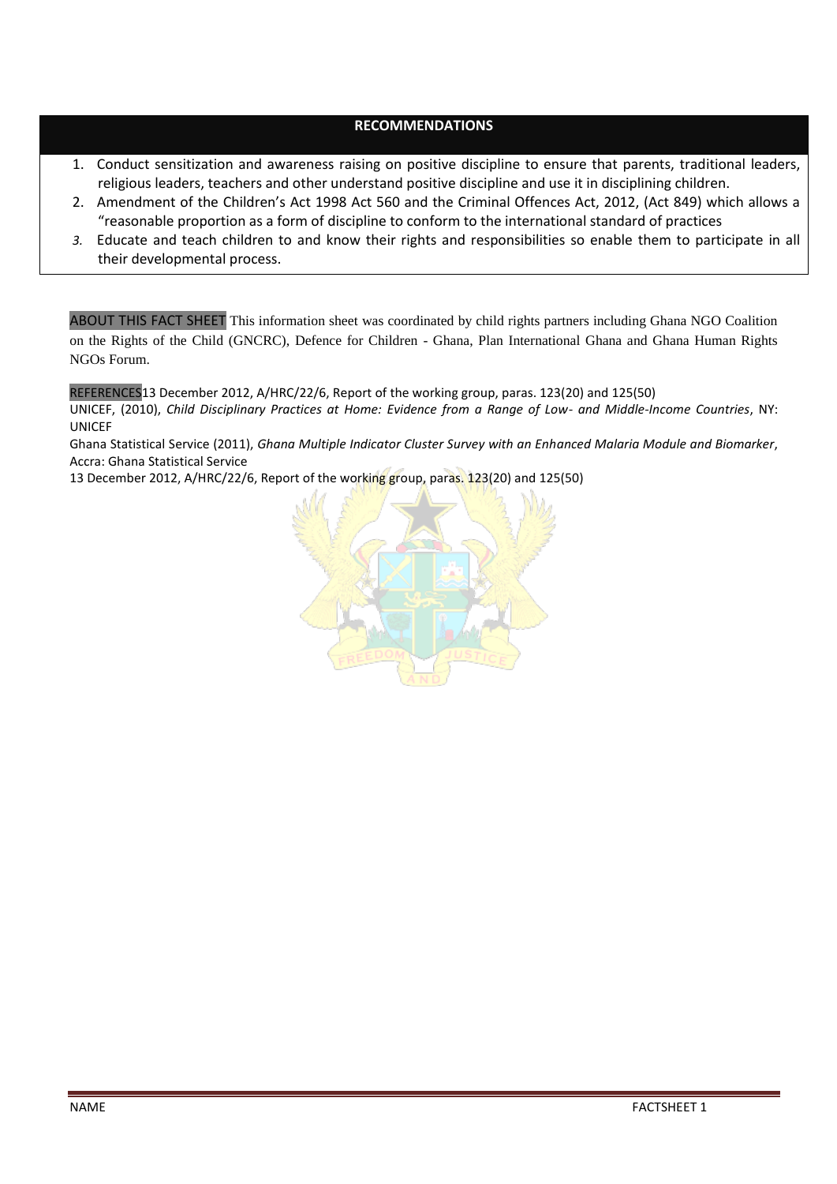## RECOMMENDATIONS

1. Conduct sensitization and awareness raising on positive discipline to ensure that parents, traditional leaders, religious leaders, teachers and other understand positive discipline and use it in disciplining children.
2. Amendment of the Children's Act 1998 Act 560 and the Criminal Offences Act, 2012, (Act 849) which allows a "reasonable proportion as a form of discipline to conform to the international standard of practices
3. Educate and teach children to and know their rights and responsibilities so enable them to participate in all their developmental process.

ABOUT THIS FACT SHEET This information sheet was coordinated by child rights partners including Ghana NGO Coalition on the Rights of the Child (GNCRC), Defence for Children - Ghana, Plan International Ghana and Ghana Human Rights NGOs Forum.

REFERENCES 13 December 2012, A/HRC/22/6, Report of the working group, paras. 123(20) and 125(50)

UNICEF, (2010), *Child Disciplinary Practices at Home: Evidence from a Range of Low- and Middle-Income Countries*, NY: UNICEF

Ghana Statistical Service (2011), *Ghana Multiple Indicator Cluster Survey with an Enhanced Malaria Module and Biomarker*, Accra: Ghana Statistical Service

13 December 2012, A/HRC/22/6, Report of the working group, paras. 123(20) and 125(50)